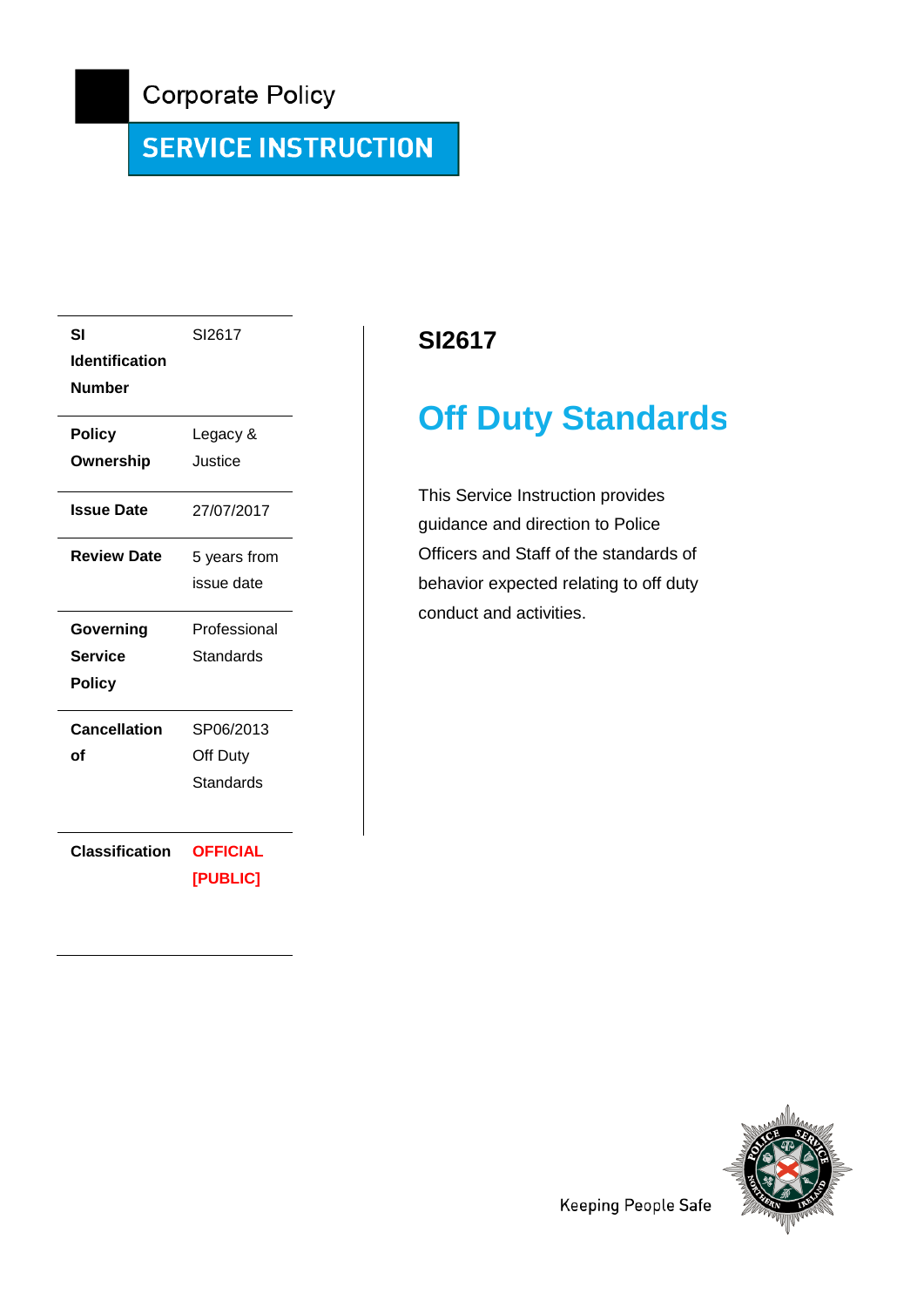Corporate Policy

**SERVICE INSTRUCTION**

| | |
|---|---|
| **SI Identification Number** | SI2617 |
| **Policy Ownership** | Legacy & Justice |
| **Issue Date** | 27/07/2017 |
| **Review Date** | 5 years from issue date |
| **Governing Service Policy** | Professional Standards |
| **Cancellation of** | SP06/2013 Off Duty Standards |
| **Classification** | **OFFICIAL [PUBLIC]** |

## SI2617

# Off Duty Standards

This Service Instruction provides guidance and direction to Police Officers and Staff of the standards of behavior expected relating to off duty conduct and activities.

Keeping People Safe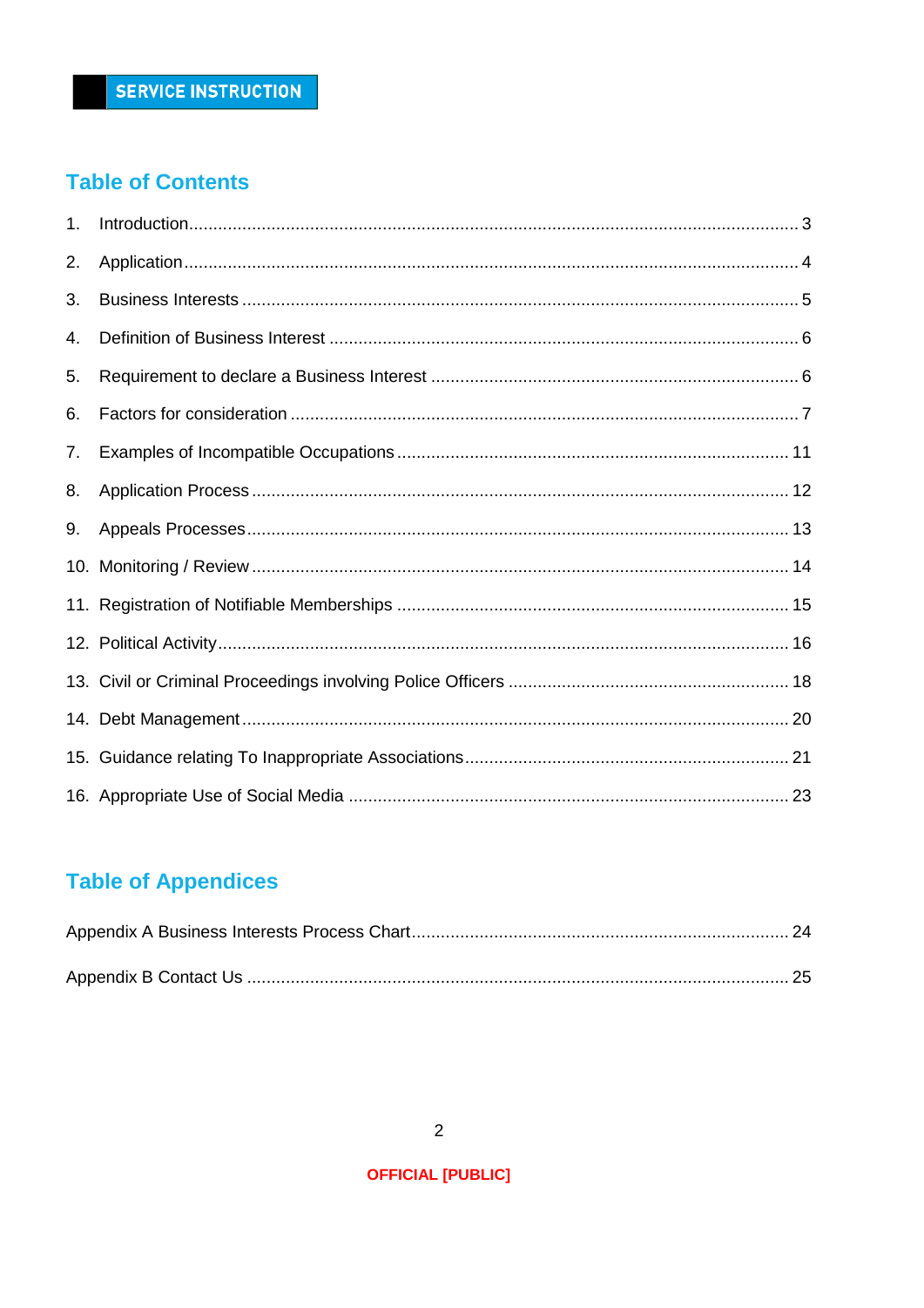SERVICE INSTRUCTION

## Table of Contents

1. Introduction ........ 3
2. Application ........ 4
3. Business Interests ........ 5
4. Definition of Business Interest ........ 6
5. Requirement to declare a Business Interest ........ 6
6. Factors for consideration ........ 7
7. Examples of Incompatible Occupations ........ 11
8. Application Process ........ 12
9. Appeals Processes ........ 13
10. Monitoring / Review ........ 14
11. Registration of Notifiable Memberships ........ 15
12. Political Activity ........ 16
13. Civil or Criminal Proceedings involving Police Officers ........ 18
14. Debt Management ........ 20
15. Guidance relating To Inappropriate Associations ........ 21
16. Appropriate Use of Social Media ........ 23

## Table of Appendices

Appendix A Business Interests Process Chart ........ 24

Appendix B Contact Us ........ 25

OFFICIAL [PUBLIC]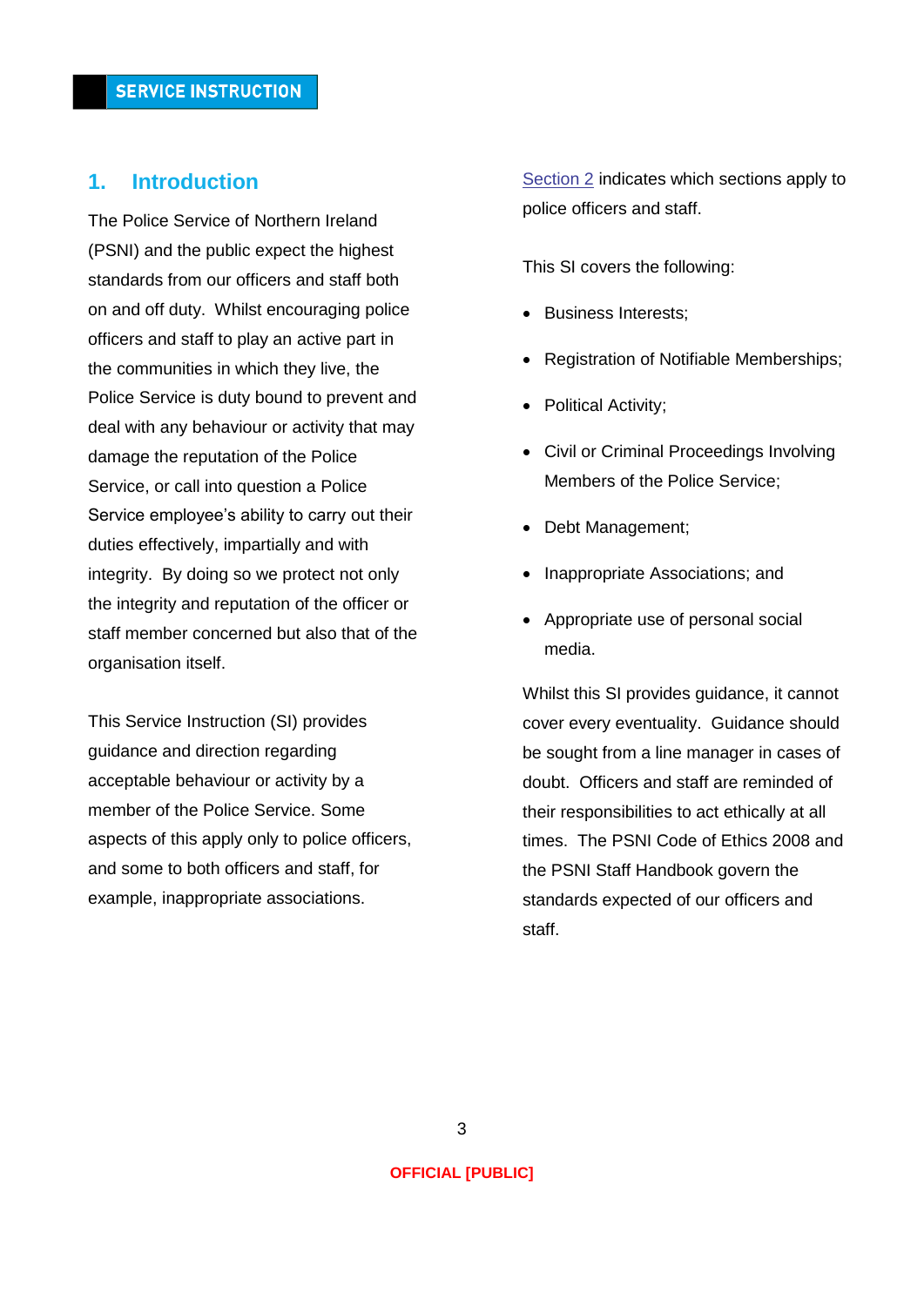## 1. Introduction

The Police Service of Northern Ireland (PSNI) and the public expect the highest standards from our officers and staff both on and off duty. Whilst encouraging police officers and staff to play an active part in the communities in which they live, the Police Service is duty bound to prevent and deal with any behaviour or activity that may damage the reputation of the Police Service, or call into question a Police Service employee's ability to carry out their duties effectively, impartially and with integrity. By doing so we protect not only the integrity and reputation of the officer or staff member concerned but also that of the organisation itself.

This Service Instruction (SI) provides guidance and direction regarding acceptable behaviour or activity by a member of the Police Service. Some aspects of this apply only to police officers, and some to both officers and staff, for example, inappropriate associations.

Section 2 indicates which sections apply to police officers and staff.

This SI covers the following:

- Business Interests;
- Registration of Notifiable Memberships;
- Political Activity;
- Civil or Criminal Proceedings Involving Members of the Police Service;
- Debt Management;
- Inappropriate Associations; and
- Appropriate use of personal social media.

Whilst this SI provides guidance, it cannot cover every eventuality. Guidance should be sought from a line manager in cases of doubt. Officers and staff are reminded of their responsibilities to act ethically at all times. The PSNI Code of Ethics 2008 and the PSNI Staff Handbook govern the standards expected of our officers and staff.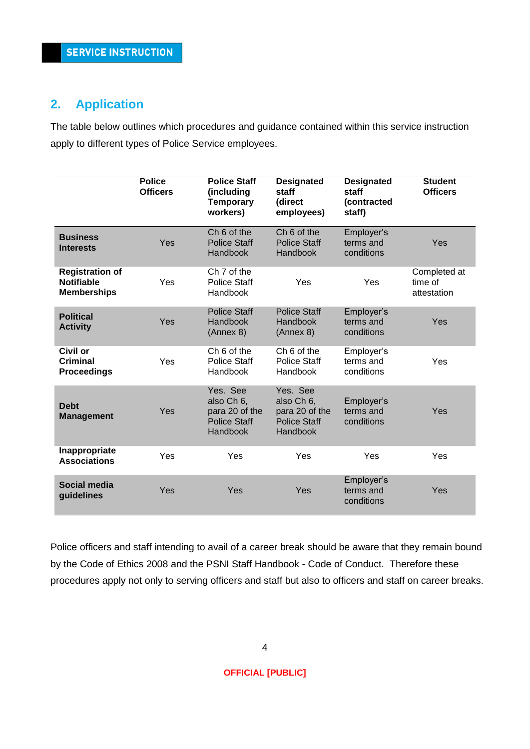SERVICE INSTRUCTION

## 2. Application

The table below outlines which procedures and guidance contained within this service instruction apply to different types of Police Service employees.

| | Police Officers | Police Staff (including Temporary workers) | Designated staff (direct employees) | Designated staff (contracted staff) | Student Officers |
|---|---|---|---|---|---|
| **Business Interests** | Yes | Ch 6 of the Police Staff Handbook | Ch 6 of the Police Staff Handbook | Employer's terms and conditions | Yes |
| **Registration of Notifiable Memberships** | Yes | Ch 7 of the Police Staff Handbook | Yes | Yes | Completed at time of attestation |
| **Political Activity** | Yes | Police Staff Handbook (Annex 8) | Police Staff Handbook (Annex 8) | Employer's terms and conditions | Yes |
| **Civil or Criminal Proceedings** | Yes | Ch 6 of the Police Staff Handbook | Ch 6 of the Police Staff Handbook | Employer's terms and conditions | Yes |
| **Debt Management** | Yes | Yes. See also Ch 6, para 20 of the Police Staff Handbook | Yes. See also Ch 6, para 20 of the Police Staff Handbook | Employer's terms and conditions | Yes |
| **Inappropriate Associations** | Yes | Yes | Yes | Yes | Yes |
| **Social media guidelines** | Yes | Yes | Yes | Employer's terms and conditions | Yes |

Police officers and staff intending to avail of a career break should be aware that they remain bound by the Code of Ethics 2008 and the PSNI Staff Handbook - Code of Conduct. Therefore these procedures apply not only to serving officers and staff but also to officers and staff on career breaks.

OFFICIAL [PUBLIC]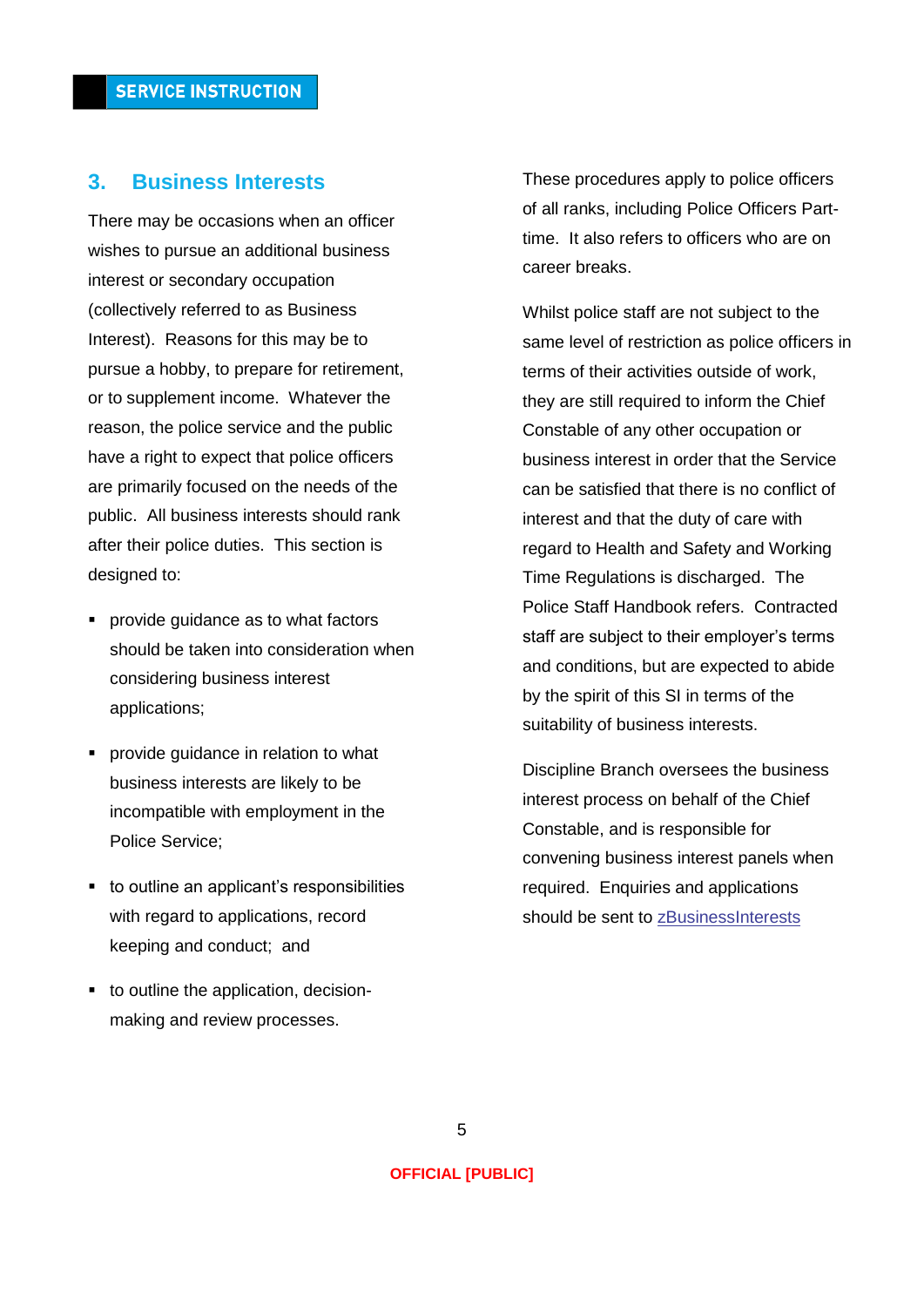## 3. Business Interests

There may be occasions when an officer wishes to pursue an additional business interest or secondary occupation (collectively referred to as Business Interest). Reasons for this may be to pursue a hobby, to prepare for retirement, or to supplement income. Whatever the reason, the police service and the public have a right to expect that police officers are primarily focused on the needs of the public. All business interests should rank after their police duties. This section is designed to:

- provide guidance as to what factors should be taken into consideration when considering business interest applications;
- provide guidance in relation to what business interests are likely to be incompatible with employment in the Police Service;
- to outline an applicant's responsibilities with regard to applications, record keeping and conduct; and
- to outline the application, decision-making and review processes.

These procedures apply to police officers of all ranks, including Police Officers Part-time. It also refers to officers who are on career breaks.

Whilst police staff are not subject to the same level of restriction as police officers in terms of their activities outside of work, they are still required to inform the Chief Constable of any other occupation or business interest in order that the Service can be satisfied that there is no conflict of interest and that the duty of care with regard to Health and Safety and Working Time Regulations is discharged. The Police Staff Handbook refers. Contracted staff are subject to their employer's terms and conditions, but are expected to abide by the spirit of this SI in terms of the suitability of business interests.

Discipline Branch oversees the business interest process on behalf of the Chief Constable, and is responsible for convening business interest panels when required. Enquiries and applications should be sent to zBusinessInterests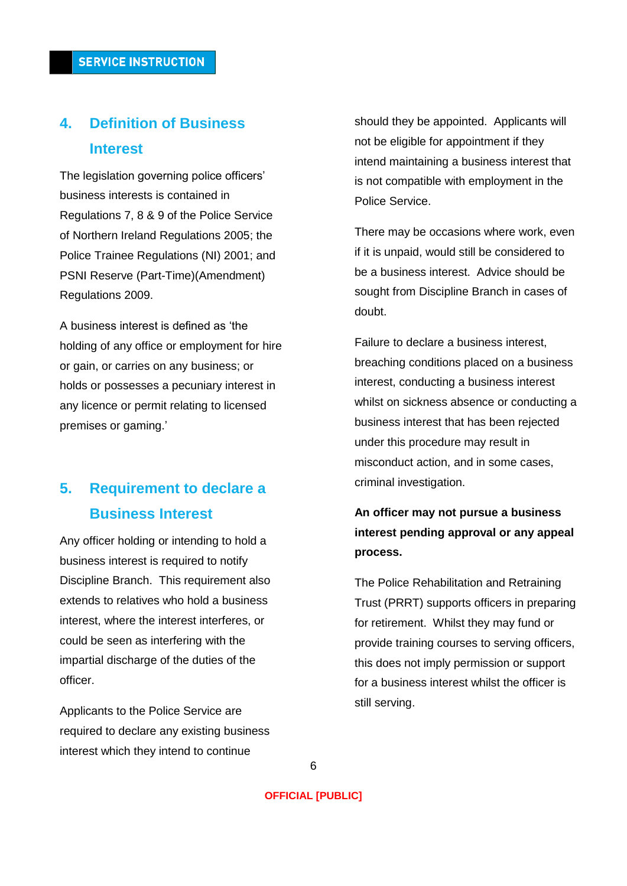## 4. Definition of Business Interest

The legislation governing police officers' business interests is contained in Regulations 7, 8 & 9 of the Police Service of Northern Ireland Regulations 2005; the Police Trainee Regulations (NI) 2001; and PSNI Reserve (Part-Time)(Amendment) Regulations 2009.

A business interest is defined as 'the holding of any office or employment for hire or gain, or carries on any business; or holds or possesses a pecuniary interest in any licence or permit relating to licensed premises or gaming.'

## 5. Requirement to declare a Business Interest

Any officer holding or intending to hold a business interest is required to notify Discipline Branch. This requirement also extends to relatives who hold a business interest, where the interest interferes, or could be seen as interfering with the impartial discharge of the duties of the officer.

Applicants to the Police Service are required to declare any existing business interest which they intend to continue should they be appointed. Applicants will not be eligible for appointment if they intend maintaining a business interest that is not compatible with employment in the Police Service.

There may be occasions where work, even if it is unpaid, would still be considered to be a business interest. Advice should be sought from Discipline Branch in cases of doubt.

Failure to declare a business interest, breaching conditions placed on a business interest, conducting a business interest whilst on sickness absence or conducting a business interest that has been rejected under this procedure may result in misconduct action, and in some cases, criminal investigation.

**An officer may not pursue a business interest pending approval or any appeal process.**

The Police Rehabilitation and Retraining Trust (PRRT) supports officers in preparing for retirement. Whilst they may fund or provide training courses to serving officers, this does not imply permission or support for a business interest whilst the officer is still serving.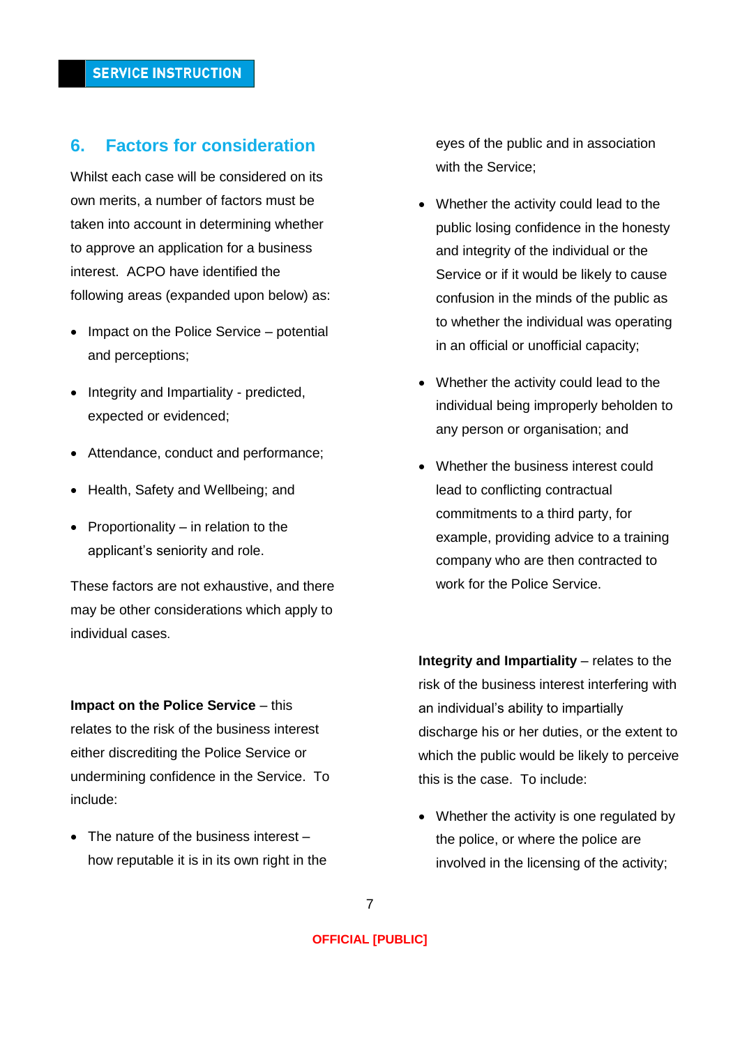## 6. Factors for consideration

Whilst each case will be considered on its own merits, a number of factors must be taken into account in determining whether to approve an application for a business interest. ACPO have identified the following areas (expanded upon below) as:

- Impact on the Police Service – potential and perceptions;
- Integrity and Impartiality - predicted, expected or evidenced;
- Attendance, conduct and performance;
- Health, Safety and Wellbeing; and
- Proportionality – in relation to the applicant's seniority and role.

These factors are not exhaustive, and there may be other considerations which apply to individual cases.

**Impact on the Police Service** – this relates to the risk of the business interest either discrediting the Police Service or undermining confidence in the Service. To include:

- The nature of the business interest – how reputable it is in its own right in the eyes of the public and in association with the Service;
- Whether the activity could lead to the public losing confidence in the honesty and integrity of the individual or the Service or if it would be likely to cause confusion in the minds of the public as to whether the individual was operating in an official or unofficial capacity;
- Whether the activity could lead to the individual being improperly beholden to any person or organisation; and
- Whether the business interest could lead to conflicting contractual commitments to a third party, for example, providing advice to a training company who are then contracted to work for the Police Service.

**Integrity and Impartiality** – relates to the risk of the business interest interfering with an individual's ability to impartially discharge his or her duties, or the extent to which the public would be likely to perceive this is the case. To include:

- Whether the activity is one regulated by the police, or where the police are involved in the licensing of the activity;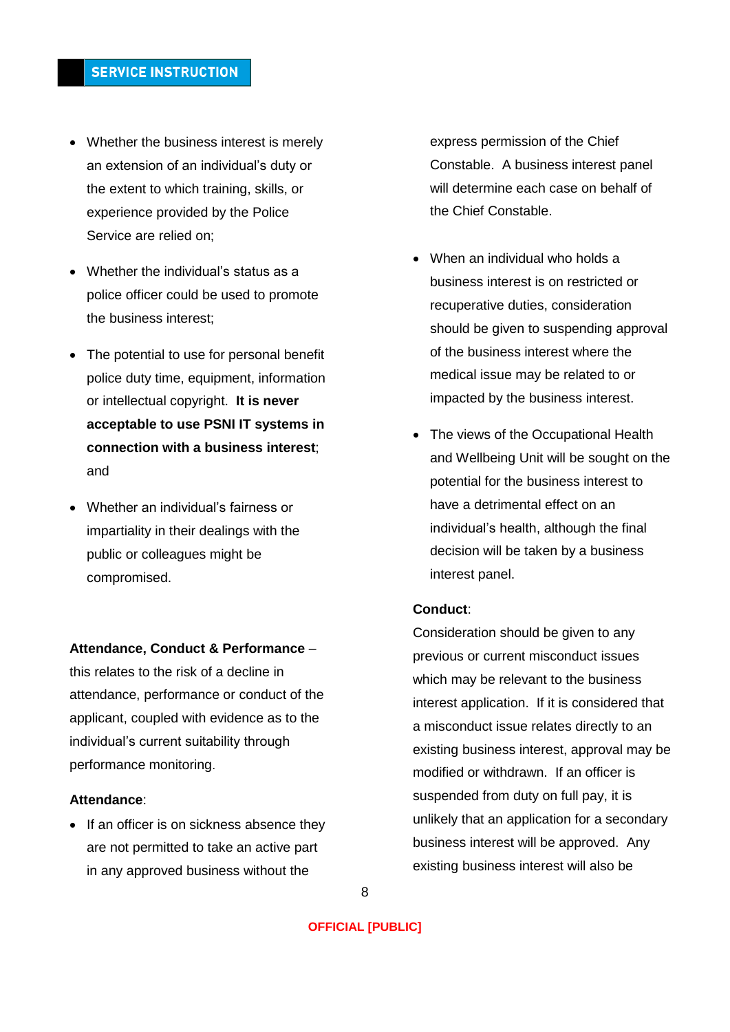- Whether the business interest is merely an extension of an individual's duty or the extent to which training, skills, or experience provided by the Police Service are relied on;

- Whether the individual's status as a police officer could be used to promote the business interest;

- The potential to use for personal benefit police duty time, equipment, information or intellectual copyright. **It is never acceptable to use PSNI IT systems in connection with a business interest**; and

- Whether an individual's fairness or impartiality in their dealings with the public or colleagues might be compromised.

**Attendance, Conduct & Performance** – this relates to the risk of a decline in attendance, performance or conduct of the applicant, coupled with evidence as to the individual's current suitability through performance monitoring.

**Attendance**:

- If an officer is on sickness absence they are not permitted to take an active part in any approved business without the express permission of the Chief Constable. A business interest panel will determine each case on behalf of the Chief Constable.

- When an individual who holds a business interest is on restricted or recuperative duties, consideration should be given to suspending approval of the business interest where the medical issue may be related to or impacted by the business interest.

- The views of the Occupational Health and Wellbeing Unit will be sought on the potential for the business interest to have a detrimental effect on an individual's health, although the final decision will be taken by a business interest panel.

**Conduct**:

Consideration should be given to any previous or current misconduct issues which may be relevant to the business interest application. If it is considered that a misconduct issue relates directly to an existing business interest, approval may be modified or withdrawn. If an officer is suspended from duty on full pay, it is unlikely that an application for a secondary business interest will be approved. Any existing business interest will also be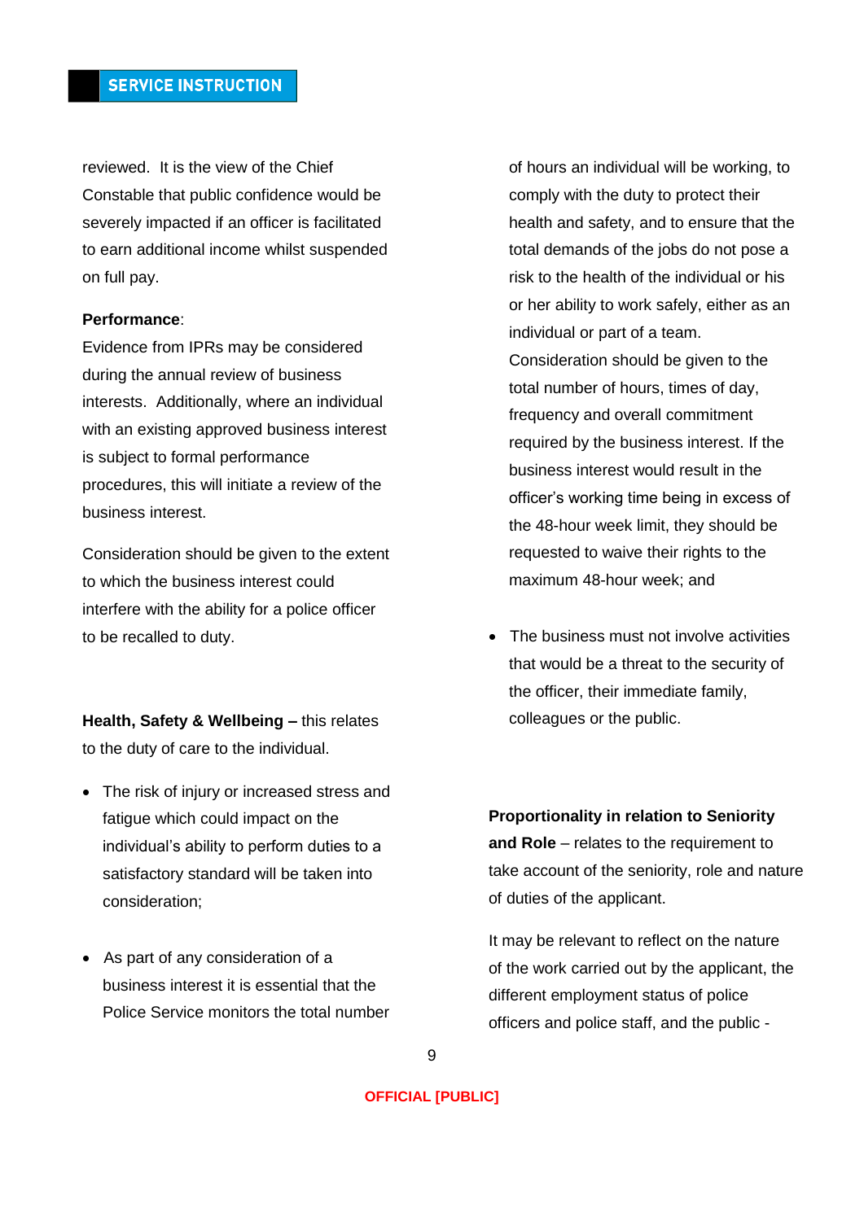reviewed. It is the view of the Chief Constable that public confidence would be severely impacted if an officer is facilitated to earn additional income whilst suspended on full pay.

**Performance**:
Evidence from IPRs may be considered during the annual review of business interests. Additionally, where an individual with an existing approved business interest is subject to formal performance procedures, this will initiate a review of the business interest.

Consideration should be given to the extent to which the business interest could interfere with the ability for a police officer to be recalled to duty.

**Health, Safety & Wellbeing –** this relates to the duty of care to the individual.

- The risk of injury or increased stress and fatigue which could impact on the individual's ability to perform duties to a satisfactory standard will be taken into consideration;

- As part of any consideration of a business interest it is essential that the Police Service monitors the total number of hours an individual will be working, to comply with the duty to protect their health and safety, and to ensure that the total demands of the jobs do not pose a risk to the health of the individual or his or her ability to work safely, either as an individual or part of a team. Consideration should be given to the total number of hours, times of day, frequency and overall commitment required by the business interest. If the business interest would result in the officer's working time being in excess of the 48-hour week limit, they should be requested to waive their rights to the maximum 48-hour week; and

- The business must not involve activities that would be a threat to the security of the officer, their immediate family, colleagues or the public.

**Proportionality in relation to Seniority and Role** – relates to the requirement to take account of the seniority, role and nature of duties of the applicant.

It may be relevant to reflect on the nature of the work carried out by the applicant, the different employment status of police officers and police staff, and the public -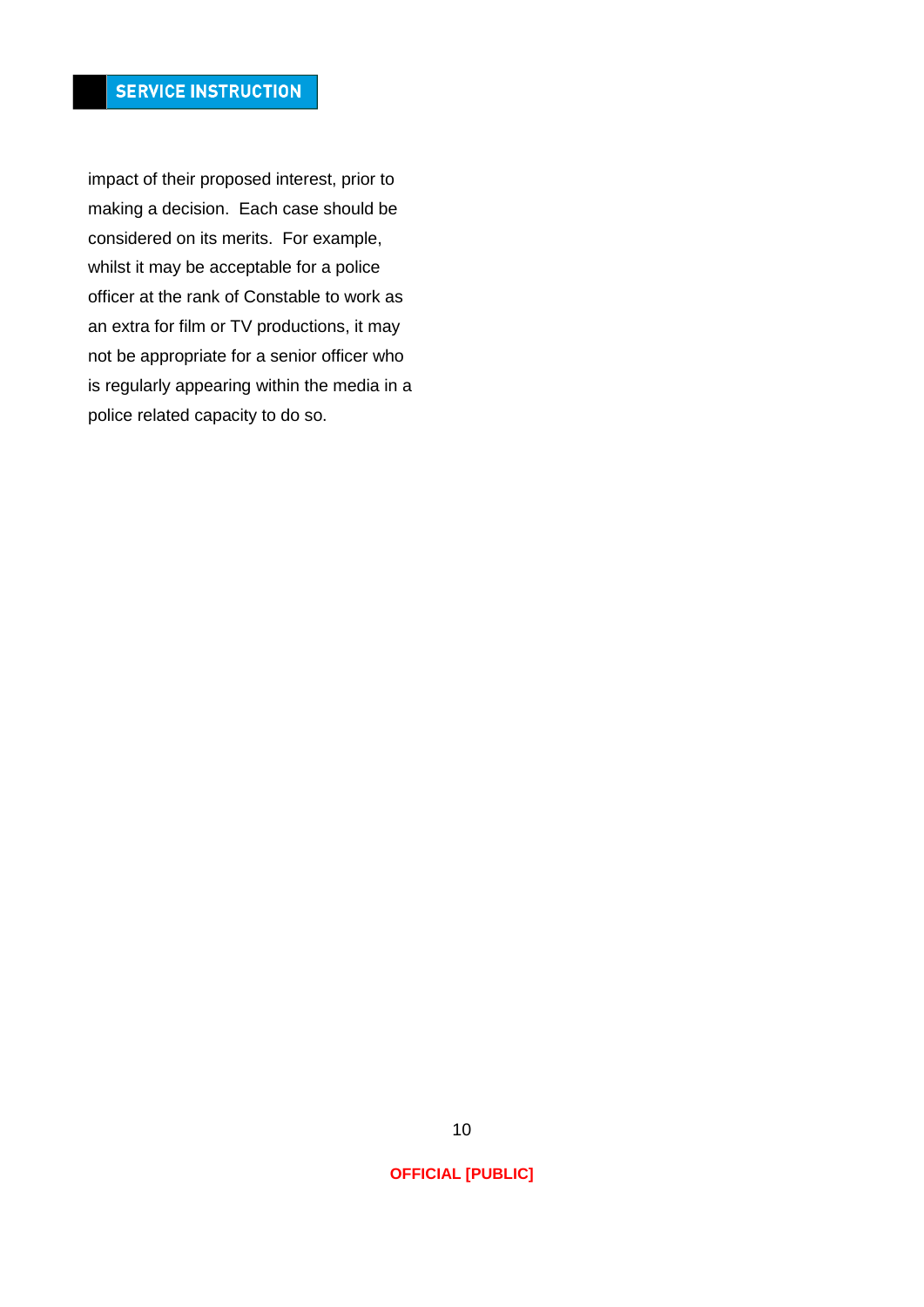impact of their proposed interest, prior to making a decision. Each case should be considered on its merits. For example, whilst it may be acceptable for a police officer at the rank of Constable to work as an extra for film or TV productions, it may not be appropriate for a senior officer who is regularly appearing within the media in a police related capacity to do so.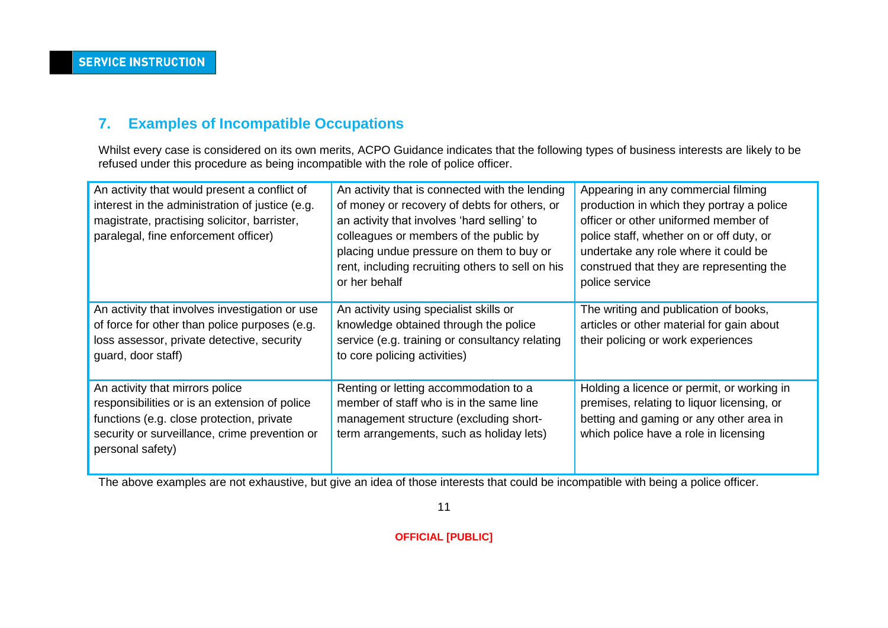## 7. Examples of Incompatible Occupations

Whilst every case is considered on its own merits, ACPO Guidance indicates that the following types of business interests are likely to be refused under this procedure as being incompatible with the role of police officer.

| | | |
|---|---|---|
| An activity that would present a conflict of interest in the administration of justice (e.g. magistrate, practising solicitor, barrister, paralegal, fine enforcement officer) | An activity that is connected with the lending of money or recovery of debts for others, or an activity that involves 'hard selling' to colleagues or members of the public by placing undue pressure on them to buy or rent, including recruiting others to sell on his or her behalf | Appearing in any commercial filming production in which they portray a police officer or other uniformed member of police staff, whether on or off duty, or undertake any role where it could be construed that they are representing the police service |
| An activity that involves investigation or use of force for other than police purposes (e.g. loss assessor, private detective, security guard, door staff) | An activity using specialist skills or knowledge obtained through the police service (e.g. training or consultancy relating to core policing activities) | The writing and publication of books, articles or other material for gain about their policing or work experiences |
| An activity that mirrors police responsibilities or is an extension of police functions (e.g. close protection, private security or surveillance, crime prevention or personal safety) | Renting or letting accommodation to a member of staff who is in the same line management structure (excluding short-term arrangements, such as holiday lets) | Holding a licence or permit, or working in premises, relating to liquor licensing, or betting and gaming or any other area in which police have a role in licensing |

The above examples are not exhaustive, but give an idea of those interests that could be incompatible with being a police officer.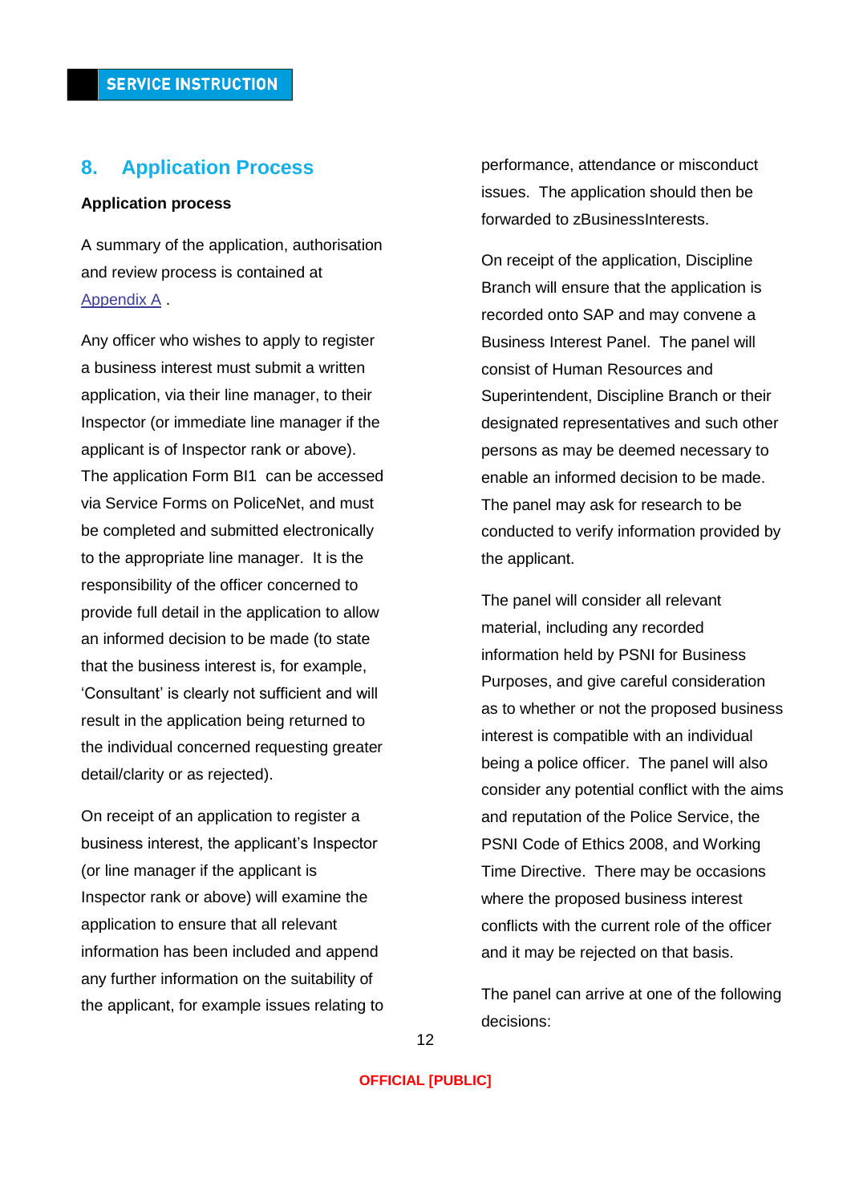## 8. Application Process

**Application process**

A summary of the application, authorisation and review process is contained at Appendix A .

Any officer who wishes to apply to register a business interest must submit a written application, via their line manager, to their Inspector (or immediate line manager if the applicant is of Inspector rank or above). The application Form BI1 can be accessed via Service Forms on PoliceNet, and must be completed and submitted electronically to the appropriate line manager. It is the responsibility of the officer concerned to provide full detail in the application to allow an informed decision to be made (to state that the business interest is, for example, 'Consultant' is clearly not sufficient and will result in the application being returned to the individual concerned requesting greater detail/clarity or as rejected).

On receipt of an application to register a business interest, the applicant's Inspector (or line manager if the applicant is Inspector rank or above) will examine the application to ensure that all relevant information has been included and append any further information on the suitability of the applicant, for example issues relating to performance, attendance or misconduct issues. The application should then be forwarded to zBusinessInterests.

On receipt of the application, Discipline Branch will ensure that the application is recorded onto SAP and may convene a Business Interest Panel. The panel will consist of Human Resources and Superintendent, Discipline Branch or their designated representatives and such other persons as may be deemed necessary to enable an informed decision to be made. The panel may ask for research to be conducted to verify information provided by the applicant.

The panel will consider all relevant material, including any recorded information held by PSNI for Business Purposes, and give careful consideration as to whether or not the proposed business interest is compatible with an individual being a police officer. The panel will also consider any potential conflict with the aims and reputation of the Police Service, the PSNI Code of Ethics 2008, and Working Time Directive. There may be occasions where the proposed business interest conflicts with the current role of the officer and it may be rejected on that basis.

The panel can arrive at one of the following decisions: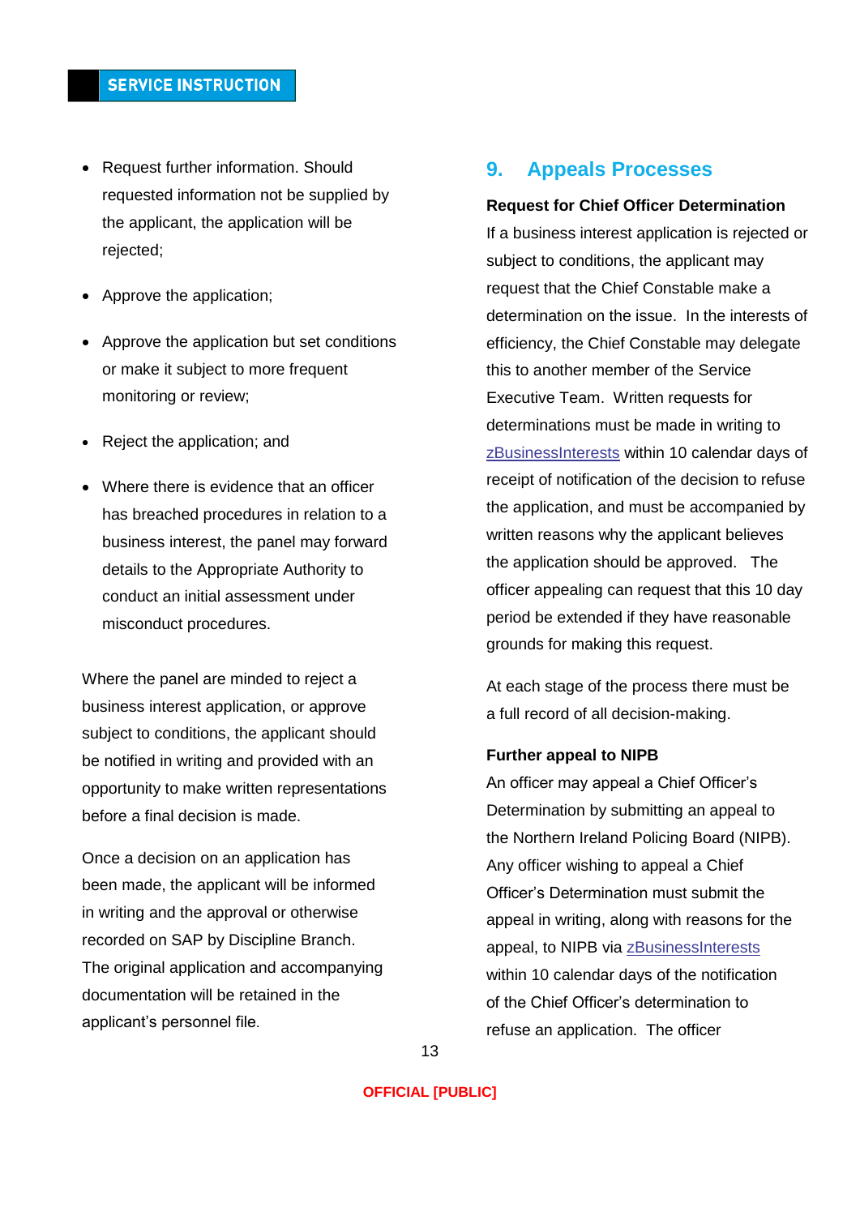- Request further information. Should requested information not be supplied by the applicant, the application will be rejected;
- Approve the application;
- Approve the application but set conditions or make it subject to more frequent monitoring or review;
- Reject the application; and
- Where there is evidence that an officer has breached procedures in relation to a business interest, the panel may forward details to the Appropriate Authority to conduct an initial assessment under misconduct procedures.

Where the panel are minded to reject a business interest application, or approve subject to conditions, the applicant should be notified in writing and provided with an opportunity to make written representations before a final decision is made.

Once a decision on an application has been made, the applicant will be informed in writing and the approval or otherwise recorded on SAP by Discipline Branch. The original application and accompanying documentation will be retained in the applicant's personnel file.

## 9. Appeals Processes

**Request for Chief Officer Determination**

If a business interest application is rejected or subject to conditions, the applicant may request that the Chief Constable make a determination on the issue. In the interests of efficiency, the Chief Constable may delegate this to another member of the Service Executive Team. Written requests for determinations must be made in writing to zBusinessInterests within 10 calendar days of receipt of notification of the decision to refuse the application, and must be accompanied by written reasons why the applicant believes the application should be approved. The officer appealing can request that this 10 day period be extended if they have reasonable grounds for making this request.

At each stage of the process there must be a full record of all decision-making.

**Further appeal to NIPB**

An officer may appeal a Chief Officer's Determination by submitting an appeal to the Northern Ireland Policing Board (NIPB). Any officer wishing to appeal a Chief Officer's Determination must submit the appeal in writing, along with reasons for the appeal, to NIPB via zBusinessInterests within 10 calendar days of the notification of the Chief Officer's determination to refuse an application. The officer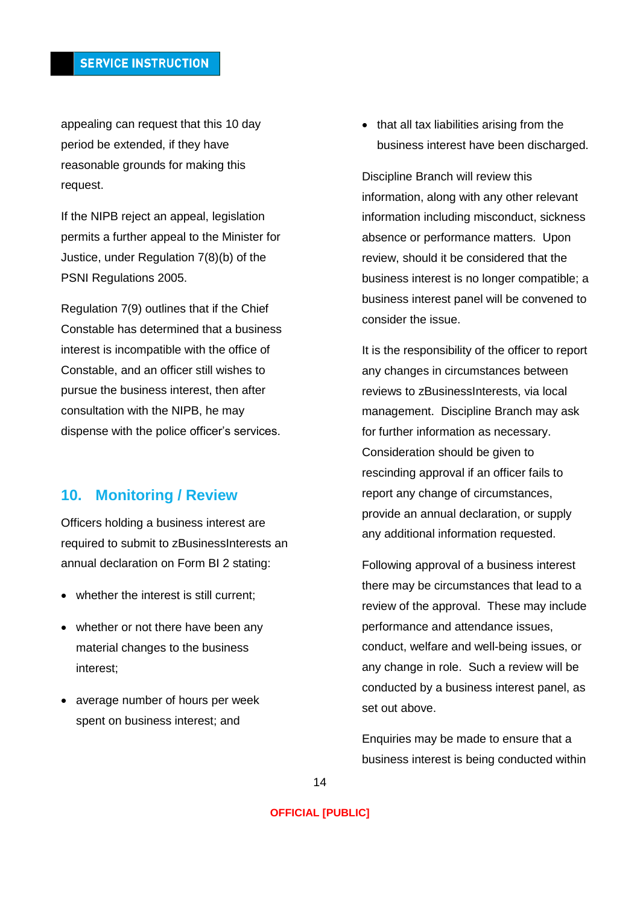appealing can request that this 10 day period be extended, if they have reasonable grounds for making this request.

If the NIPB reject an appeal, legislation permits a further appeal to the Minister for Justice, under Regulation 7(8)(b) of the PSNI Regulations 2005.

Regulation 7(9) outlines that if the Chief Constable has determined that a business interest is incompatible with the office of Constable, and an officer still wishes to pursue the business interest, then after consultation with the NIPB, he may dispense with the police officer's services.

## 10. Monitoring / Review

Officers holding a business interest are required to submit to zBusinessInterests an annual declaration on Form BI 2 stating:

- whether the interest is still current;
- whether or not there have been any material changes to the business interest;
- average number of hours per week spent on business interest; and
- that all tax liabilities arising from the business interest have been discharged.

Discipline Branch will review this information, along with any other relevant information including misconduct, sickness absence or performance matters. Upon review, should it be considered that the business interest is no longer compatible; a business interest panel will be convened to consider the issue.

It is the responsibility of the officer to report any changes in circumstances between reviews to zBusinessInterests, via local management. Discipline Branch may ask for further information as necessary. Consideration should be given to rescinding approval if an officer fails to report any change of circumstances, provide an annual declaration, or supply any additional information requested.

Following approval of a business interest there may be circumstances that lead to a review of the approval. These may include performance and attendance issues, conduct, welfare and well-being issues, or any change in role. Such a review will be conducted by a business interest panel, as set out above.

Enquiries may be made to ensure that a business interest is being conducted within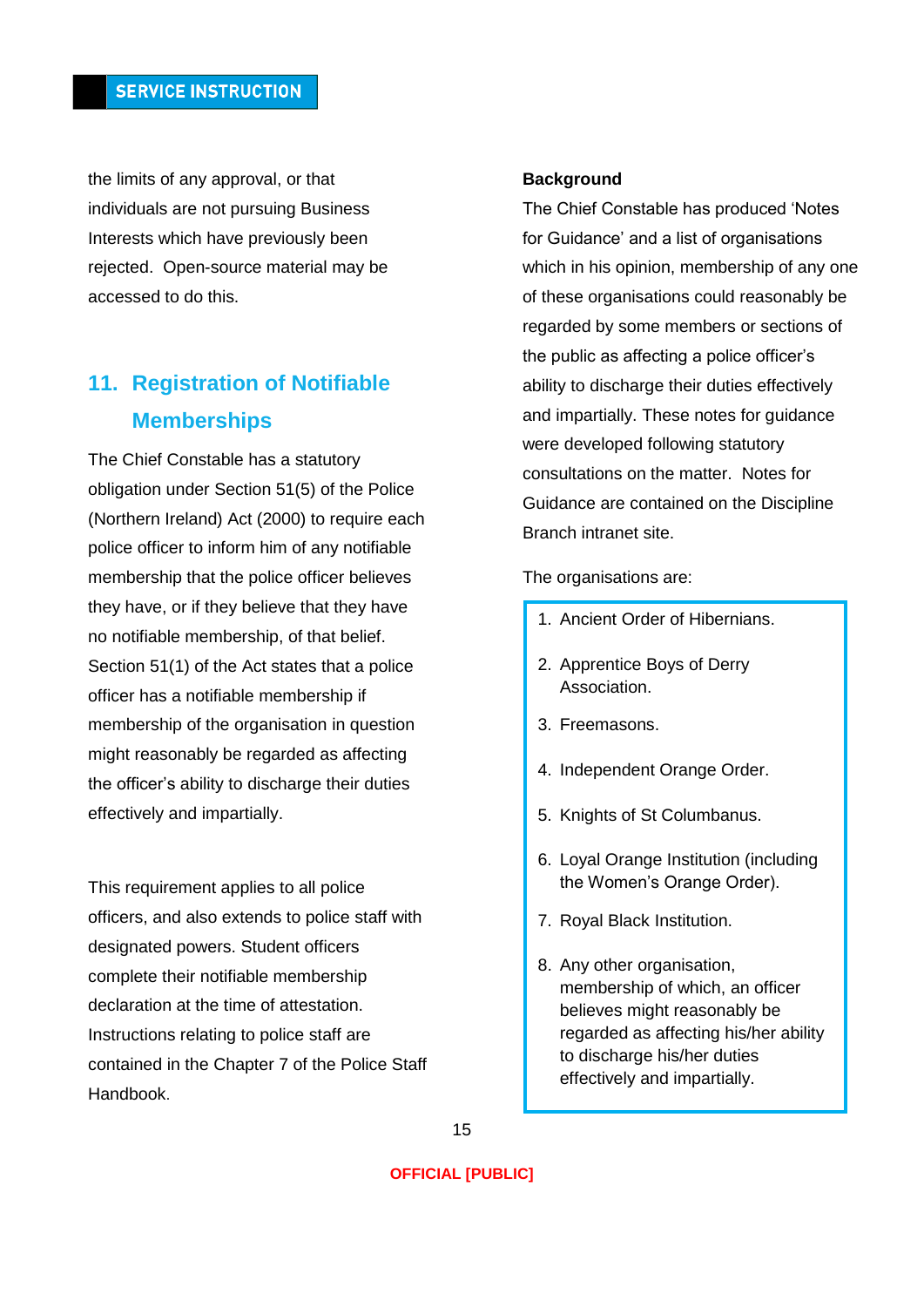the limits of any approval, or that individuals are not pursuing Business Interests which have previously been rejected. Open-source material may be accessed to do this.

## 11. Registration of Notifiable Memberships

The Chief Constable has a statutory obligation under Section 51(5) of the Police (Northern Ireland) Act (2000) to require each police officer to inform him of any notifiable membership that the police officer believes they have, or if they believe that they have no notifiable membership, of that belief. Section 51(1) of the Act states that a police officer has a notifiable membership if membership of the organisation in question might reasonably be regarded as affecting the officer's ability to discharge their duties effectively and impartially.

This requirement applies to all police officers, and also extends to police staff with designated powers. Student officers complete their notifiable membership declaration at the time of attestation. Instructions relating to police staff are contained in the Chapter 7 of the Police Staff Handbook.

**Background**

The Chief Constable has produced 'Notes for Guidance' and a list of organisations which in his opinion, membership of any one of these organisations could reasonably be regarded by some members or sections of the public as affecting a police officer's ability to discharge their duties effectively and impartially. These notes for guidance were developed following statutory consultations on the matter. Notes for Guidance are contained on the Discipline Branch intranet site.

The organisations are:

1. Ancient Order of Hibernians.
2. Apprentice Boys of Derry Association.
3. Freemasons.
4. Independent Orange Order.
5. Knights of St Columbanus.
6. Loyal Orange Institution (including the Women's Orange Order).
7. Royal Black Institution.
8. Any other organisation, membership of which, an officer believes might reasonably be regarded as affecting his/her ability to discharge his/her duties effectively and impartially.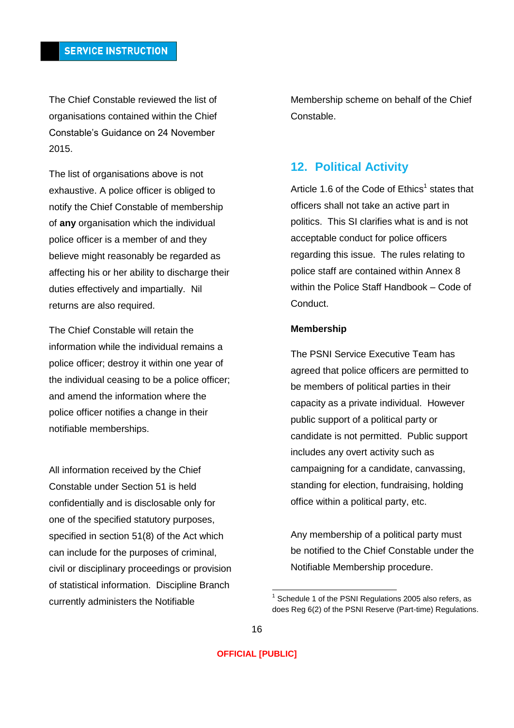The Chief Constable reviewed the list of organisations contained within the Chief Constable's Guidance on 24 November 2015.

The list of organisations above is not exhaustive. A police officer is obliged to notify the Chief Constable of membership of **any** organisation which the individual police officer is a member of and they believe might reasonably be regarded as affecting his or her ability to discharge their duties effectively and impartially. Nil returns are also required.

The Chief Constable will retain the information while the individual remains a police officer; destroy it within one year of the individual ceasing to be a police officer; and amend the information where the police officer notifies a change in their notifiable memberships.

All information received by the Chief Constable under Section 51 is held confidentially and is disclosable only for one of the specified statutory purposes, specified in section 51(8) of the Act which can include for the purposes of criminal, civil or disciplinary proceedings or provision of statistical information. Discipline Branch currently administers the Notifiable Membership scheme on behalf of the Chief Constable.

## 12. Political Activity

Article 1.6 of the Code of Ethics[1] states that officers shall not take an active part in politics. This SI clarifies what is and is not acceptable conduct for police officers regarding this issue. The rules relating to police staff are contained within Annex 8 within the Police Staff Handbook – Code of Conduct.

**Membership**

The PSNI Service Executive Team has agreed that police officers are permitted to be members of political parties in their capacity as a private individual. However public support of a political party or candidate is not permitted. Public support includes any overt activity such as campaigning for a candidate, canvassing, standing for election, fundraising, holding office within a political party, etc.

Any membership of a political party must be notified to the Chief Constable under the Notifiable Membership procedure.

[1] Schedule 1 of the PSNI Regulations 2005 also refers, as does Reg 6(2) of the PSNI Reserve (Part-time) Regulations.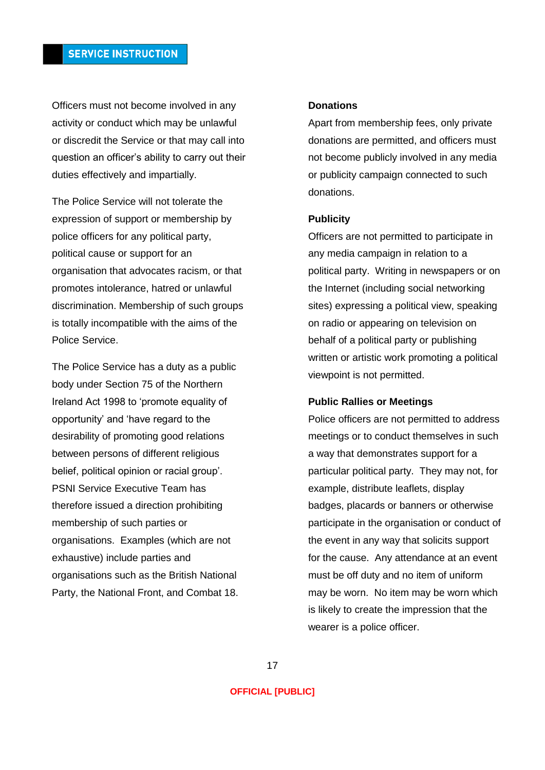Officers must not become involved in any activity or conduct which may be unlawful or discredit the Service or that may call into question an officer's ability to carry out their duties effectively and impartially.

The Police Service will not tolerate the expression of support or membership by police officers for any political party, political cause or support for an organisation that advocates racism, or that promotes intolerance, hatred or unlawful discrimination. Membership of such groups is totally incompatible with the aims of the Police Service.

The Police Service has a duty as a public body under Section 75 of the Northern Ireland Act 1998 to 'promote equality of opportunity' and 'have regard to the desirability of promoting good relations between persons of different religious belief, political opinion or racial group'. PSNI Service Executive Team has therefore issued a direction prohibiting membership of such parties or organisations. Examples (which are not exhaustive) include parties and organisations such as the British National Party, the National Front, and Combat 18.

**Donations**

Apart from membership fees, only private donations are permitted, and officers must not become publicly involved in any media or publicity campaign connected to such donations.

**Publicity**

Officers are not permitted to participate in any media campaign in relation to a political party. Writing in newspapers or on the Internet (including social networking sites) expressing a political view, speaking on radio or appearing on television on behalf of a political party or publishing written or artistic work promoting a political viewpoint is not permitted.

**Public Rallies or Meetings**

Police officers are not permitted to address meetings or to conduct themselves in such a way that demonstrates support for a particular political party. They may not, for example, distribute leaflets, display badges, placards or banners or otherwise participate in the organisation or conduct of the event in any way that solicits support for the cause. Any attendance at an event must be off duty and no item of uniform may be worn. No item may be worn which is likely to create the impression that the wearer is a police officer.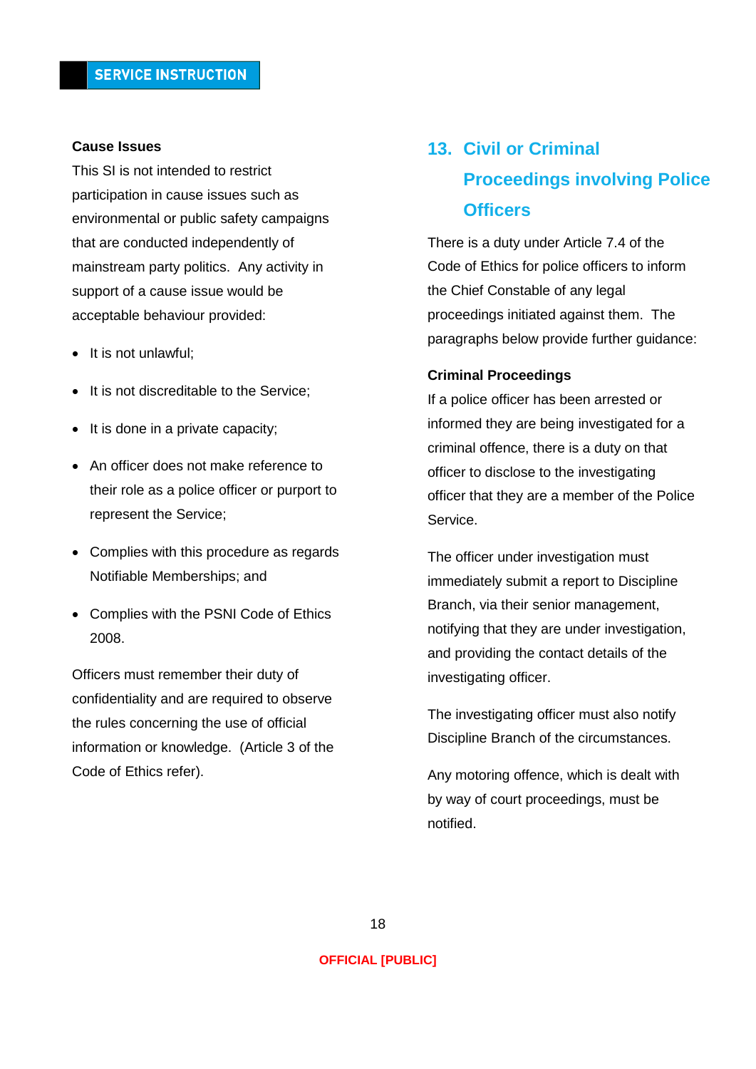**Cause Issues**

This SI is not intended to restrict participation in cause issues such as environmental or public safety campaigns that are conducted independently of mainstream party politics. Any activity in support of a cause issue would be acceptable behaviour provided:

- It is not unlawful;
- It is not discreditable to the Service;
- It is done in a private capacity;
- An officer does not make reference to their role as a police officer or purport to represent the Service;
- Complies with this procedure as regards Notifiable Memberships; and
- Complies with the PSNI Code of Ethics 2008.

Officers must remember their duty of confidentiality and are required to observe the rules concerning the use of official information or knowledge. (Article 3 of the Code of Ethics refer).

## 13. Civil or Criminal Proceedings involving Police Officers

There is a duty under Article 7.4 of the Code of Ethics for police officers to inform the Chief Constable of any legal proceedings initiated against them. The paragraphs below provide further guidance:

**Criminal Proceedings**

If a police officer has been arrested or informed they are being investigated for a criminal offence, there is a duty on that officer to disclose to the investigating officer that they are a member of the Police Service.

The officer under investigation must immediately submit a report to Discipline Branch, via their senior management, notifying that they are under investigation, and providing the contact details of the investigating officer.

The investigating officer must also notify Discipline Branch of the circumstances.

Any motoring offence, which is dealt with by way of court proceedings, must be notified.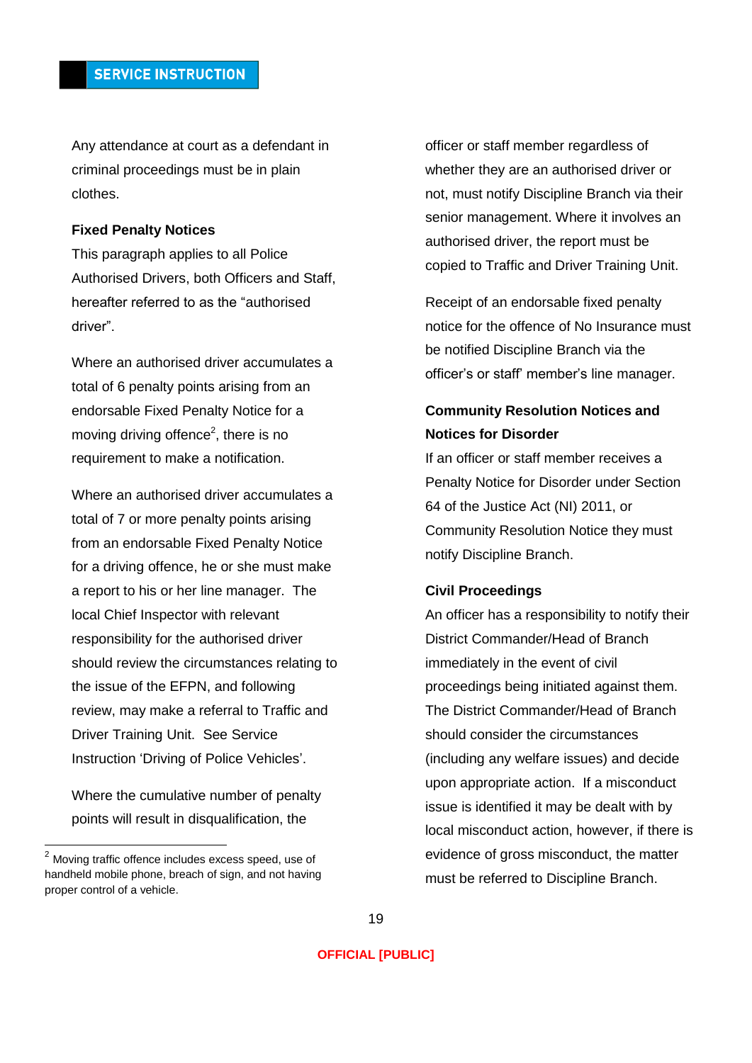Any attendance at court as a defendant in criminal proceedings must be in plain clothes.

**Fixed Penalty Notices**

This paragraph applies to all Police Authorised Drivers, both Officers and Staff, hereafter referred to as the "authorised driver".

Where an authorised driver accumulates a total of 6 penalty points arising from an endorsable Fixed Penalty Notice for a moving driving offence[2], there is no requirement to make a notification.

Where an authorised driver accumulates a total of 7 or more penalty points arising from an endorsable Fixed Penalty Notice for a driving offence, he or she must make a report to his or her line manager. The local Chief Inspector with relevant responsibility for the authorised driver should review the circumstances relating to the issue of the EFPN, and following review, may make a referral to Traffic and Driver Training Unit. See Service Instruction 'Driving of Police Vehicles'.

Where the cumulative number of penalty points will result in disqualification, the officer or staff member regardless of whether they are an authorised driver or not, must notify Discipline Branch via their senior management. Where it involves an authorised driver, the report must be copied to Traffic and Driver Training Unit.

Receipt of an endorsable fixed penalty notice for the offence of No Insurance must be notified Discipline Branch via the officer's or staff' member's line manager.

**Community Resolution Notices and Notices for Disorder**

If an officer or staff member receives a Penalty Notice for Disorder under Section 64 of the Justice Act (NI) 2011, or Community Resolution Notice they must notify Discipline Branch.

**Civil Proceedings**

An officer has a responsibility to notify their District Commander/Head of Branch immediately in the event of civil proceedings being initiated against them. The District Commander/Head of Branch should consider the circumstances (including any welfare issues) and decide upon appropriate action. If a misconduct issue is identified it may be dealt with by local misconduct action, however, if there is evidence of gross misconduct, the matter must be referred to Discipline Branch.

---

[2] Moving traffic offence includes excess speed, use of handheld mobile phone, breach of sign, and not having proper control of a vehicle.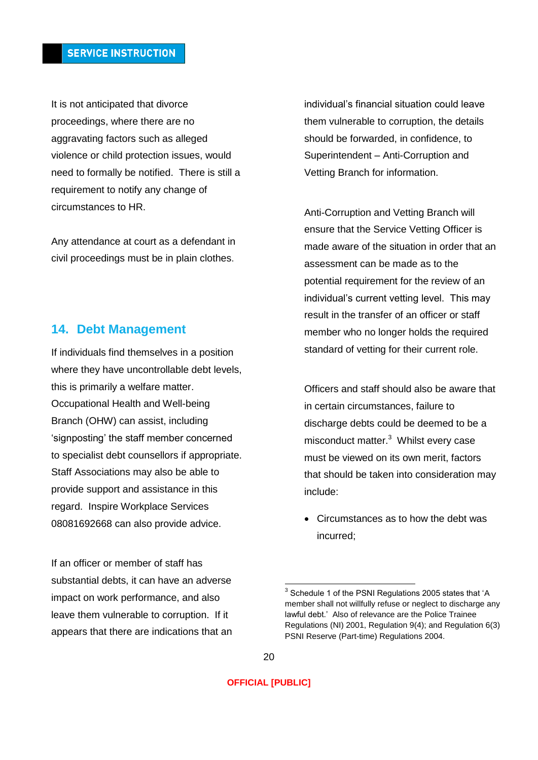It is not anticipated that divorce proceedings, where there are no aggravating factors such as alleged violence or child protection issues, would need to formally be notified. There is still a requirement to notify any change of circumstances to HR.

Any attendance at court as a defendant in civil proceedings must be in plain clothes.

## 14. Debt Management

If individuals find themselves in a position where they have uncontrollable debt levels, this is primarily a welfare matter. Occupational Health and Well-being Branch (OHW) can assist, including 'signposting' the staff member concerned to specialist debt counsellors if appropriate. Staff Associations may also be able to provide support and assistance in this regard. Inspire Workplace Services 08081692668 can also provide advice.

If an officer or member of staff has substantial debts, it can have an adverse impact on work performance, and also leave them vulnerable to corruption. If it appears that there are indications that an individual's financial situation could leave them vulnerable to corruption, the details should be forwarded, in confidence, to Superintendent – Anti-Corruption and Vetting Branch for information.

Anti-Corruption and Vetting Branch will ensure that the Service Vetting Officer is made aware of the situation in order that an assessment can be made as to the potential requirement for the review of an individual's current vetting level. This may result in the transfer of an officer or staff member who no longer holds the required standard of vetting for their current role.

Officers and staff should also be aware that in certain circumstances, failure to discharge debts could be deemed to be a misconduct matter.[3] Whilst every case must be viewed on its own merit, factors that should be taken into consideration may include:

- Circumstances as to how the debt was incurred;

---

[3] Schedule 1 of the PSNI Regulations 2005 states that 'A member shall not willfully refuse or neglect to discharge any lawful debt.' Also of relevance are the Police Trainee Regulations (NI) 2001, Regulation 9(4); and Regulation 6(3) PSNI Reserve (Part-time) Regulations 2004.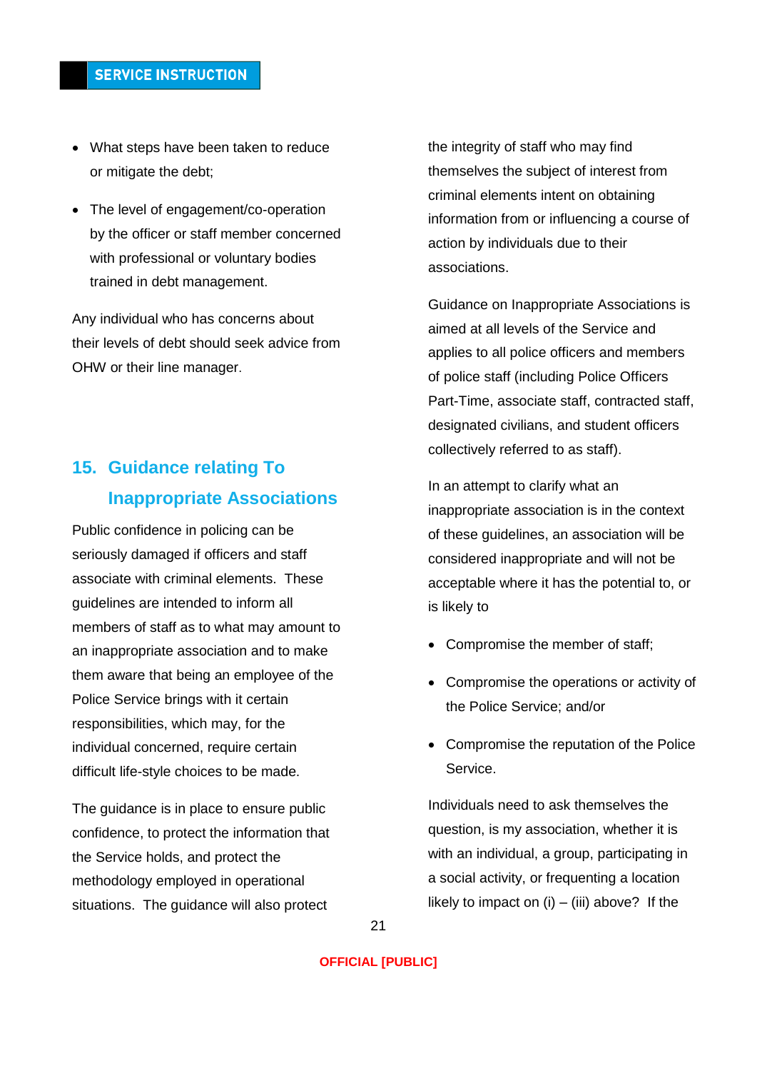- What steps have been taken to reduce or mitigate the debt;
- The level of engagement/co-operation by the officer or staff member concerned with professional or voluntary bodies trained in debt management.

Any individual who has concerns about their levels of debt should seek advice from OHW or their line manager.

## 15. Guidance relating To Inappropriate Associations

Public confidence in policing can be seriously damaged if officers and staff associate with criminal elements. These guidelines are intended to inform all members of staff as to what may amount to an inappropriate association and to make them aware that being an employee of the Police Service brings with it certain responsibilities, which may, for the individual concerned, require certain difficult life-style choices to be made.

The guidance is in place to ensure public confidence, to protect the information that the Service holds, and protect the methodology employed in operational situations. The guidance will also protect the integrity of staff who may find themselves the subject of interest from criminal elements intent on obtaining information from or influencing a course of action by individuals due to their associations.

Guidance on Inappropriate Associations is aimed at all levels of the Service and applies to all police officers and members of police staff (including Police Officers Part-Time, associate staff, contracted staff, designated civilians, and student officers collectively referred to as staff).

In an attempt to clarify what an inappropriate association is in the context of these guidelines, an association will be considered inappropriate and will not be acceptable where it has the potential to, or is likely to

- Compromise the member of staff;
- Compromise the operations or activity of the Police Service; and/or
- Compromise the reputation of the Police Service.

Individuals need to ask themselves the question, is my association, whether it is with an individual, a group, participating in a social activity, or frequenting a location likely to impact on (i) – (iii) above? If the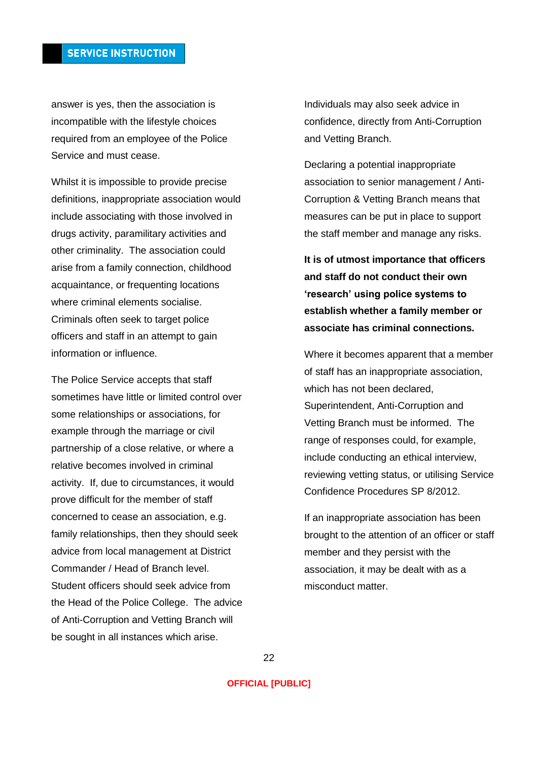answer is yes, then the association is incompatible with the lifestyle choices required from an employee of the Police Service and must cease.

Whilst it is impossible to provide precise definitions, inappropriate association would include associating with those involved in drugs activity, paramilitary activities and other criminality. The association could arise from a family connection, childhood acquaintance, or frequenting locations where criminal elements socialise. Criminals often seek to target police officers and staff in an attempt to gain information or influence.

The Police Service accepts that staff sometimes have little or limited control over some relationships or associations, for example through the marriage or civil partnership of a close relative, or where a relative becomes involved in criminal activity. If, due to circumstances, it would prove difficult for the member of staff concerned to cease an association, e.g. family relationships, then they should seek advice from local management at District Commander / Head of Branch level. Student officers should seek advice from the Head of the Police College. The advice of Anti-Corruption and Vetting Branch will be sought in all instances which arise.

Individuals may also seek advice in confidence, directly from Anti-Corruption and Vetting Branch.

Declaring a potential inappropriate association to senior management / Anti-Corruption & Vetting Branch means that measures can be put in place to support the staff member and manage any risks.

**It is of utmost importance that officers and staff do not conduct their own 'research' using police systems to establish whether a family member or associate has criminal connections.**

Where it becomes apparent that a member of staff has an inappropriate association, which has not been declared, Superintendent, Anti-Corruption and Vetting Branch must be informed. The range of responses could, for example, include conducting an ethical interview, reviewing vetting status, or utilising Service Confidence Procedures SP 8/2012.

If an inappropriate association has been brought to the attention of an officer or staff member and they persist with the association, it may be dealt with as a misconduct matter.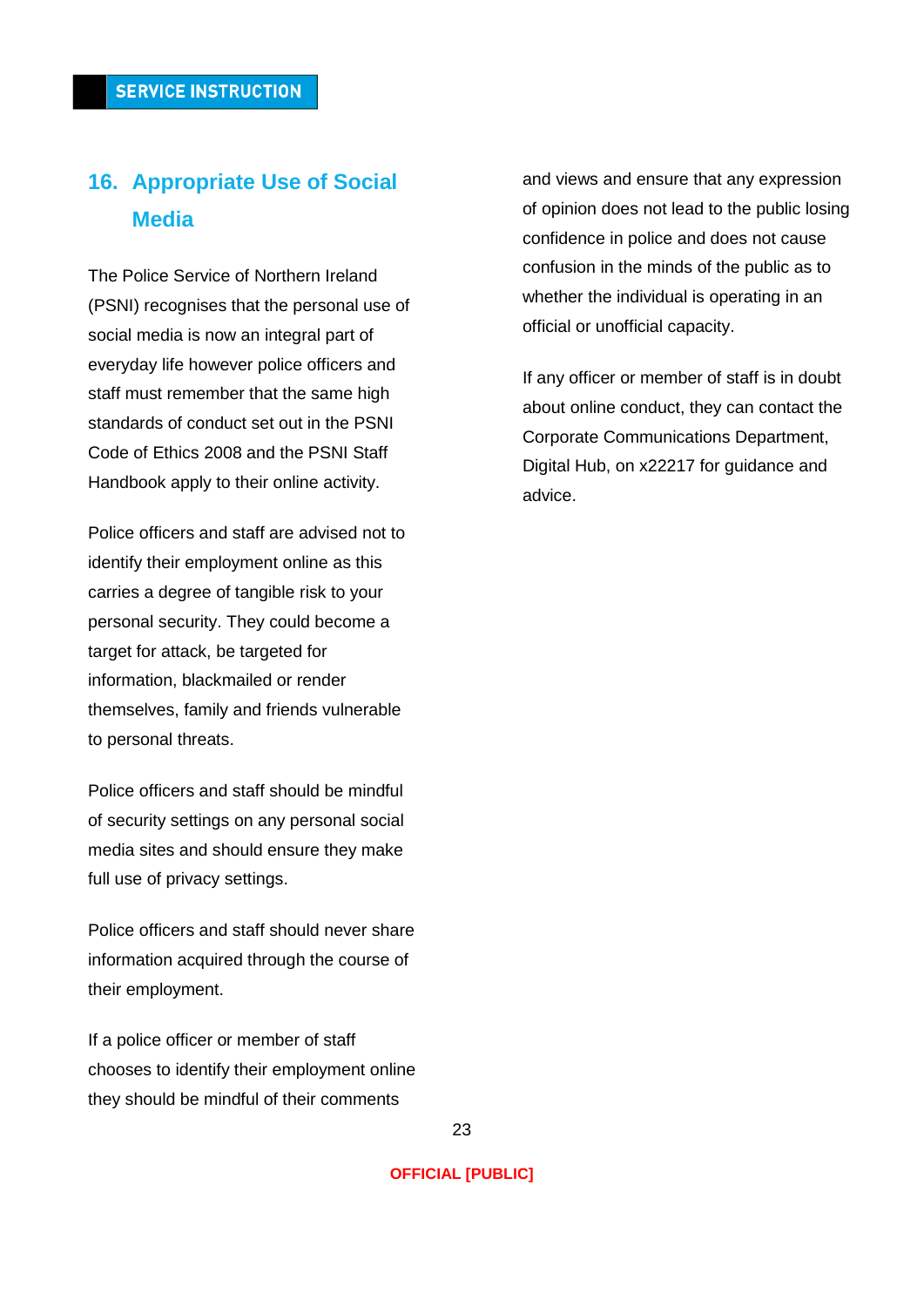## 16. Appropriate Use of Social Media

The Police Service of Northern Ireland (PSNI) recognises that the personal use of social media is now an integral part of everyday life however police officers and staff must remember that the same high standards of conduct set out in the PSNI Code of Ethics 2008 and the PSNI Staff Handbook apply to their online activity.

Police officers and staff are advised not to identify their employment online as this carries a degree of tangible risk to your personal security. They could become a target for attack, be targeted for information, blackmailed or render themselves, family and friends vulnerable to personal threats.

Police officers and staff should be mindful of security settings on any personal social media sites and should ensure they make full use of privacy settings.

Police officers and staff should never share information acquired through the course of their employment.

If a police officer or member of staff chooses to identify their employment online they should be mindful of their comments and views and ensure that any expression of opinion does not lead to the public losing confidence in police and does not cause confusion in the minds of the public as to whether the individual is operating in an official or unofficial capacity.

If any officer or member of staff is in doubt about online conduct, they can contact the Corporate Communications Department, Digital Hub, on x22217 for guidance and advice.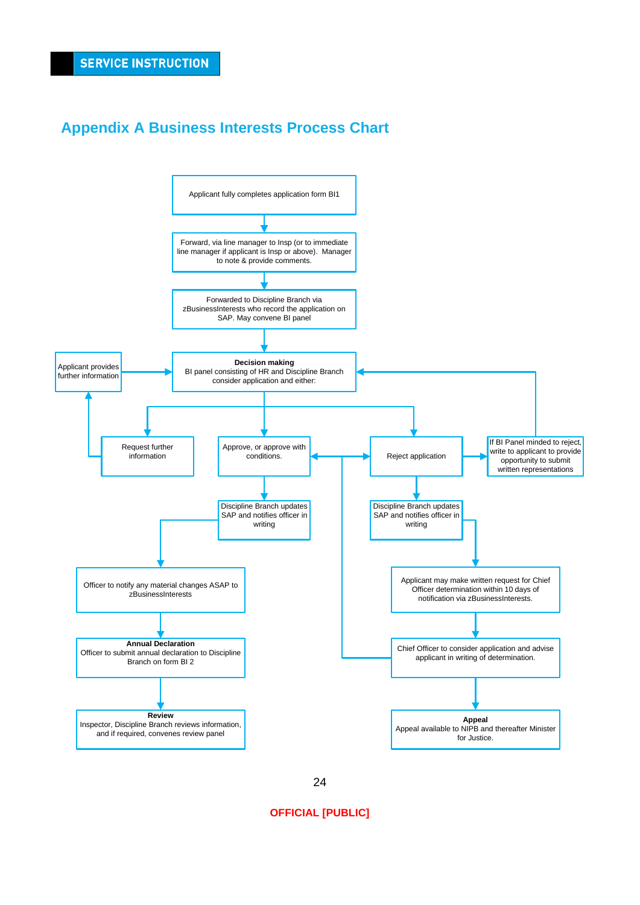# Appendix A Business Interests Process Chart

Applicant fully completes application form BI1

Forward, via line manager to Insp (or to immediate line manager if applicant is Insp or above). Manager to note & provide comments.

Forwarded to Discipline Branch via zBusinessInterests who record the application on SAP. May convene BI panel

Applicant provides further information

**Decision making**
BI panel consisting of HR and Discipline Branch consider application and either:

Request further information

Approve, or approve with conditions.

Reject application

If BI Panel minded to reject, write to applicant to provide opportunity to submit written representations

Discipline Branch updates SAP and notifies officer in writing

Discipline Branch updates SAP and notifies officer in writing

Officer to notify any material changes ASAP to zBusinessInterests

Applicant may make written request for Chief Officer determination within 10 days of notification via zBusinessInterests.

**Annual Declaration**
Officer to submit annual declaration to Discipline Branch on form BI 2

Chief Officer to consider application and advise applicant in writing of determination.

**Review**
Inspector, Discipline Branch reviews information, and if required, convenes review panel

**Appeal**
Appeal available to NIPB and thereafter Minister for Justice.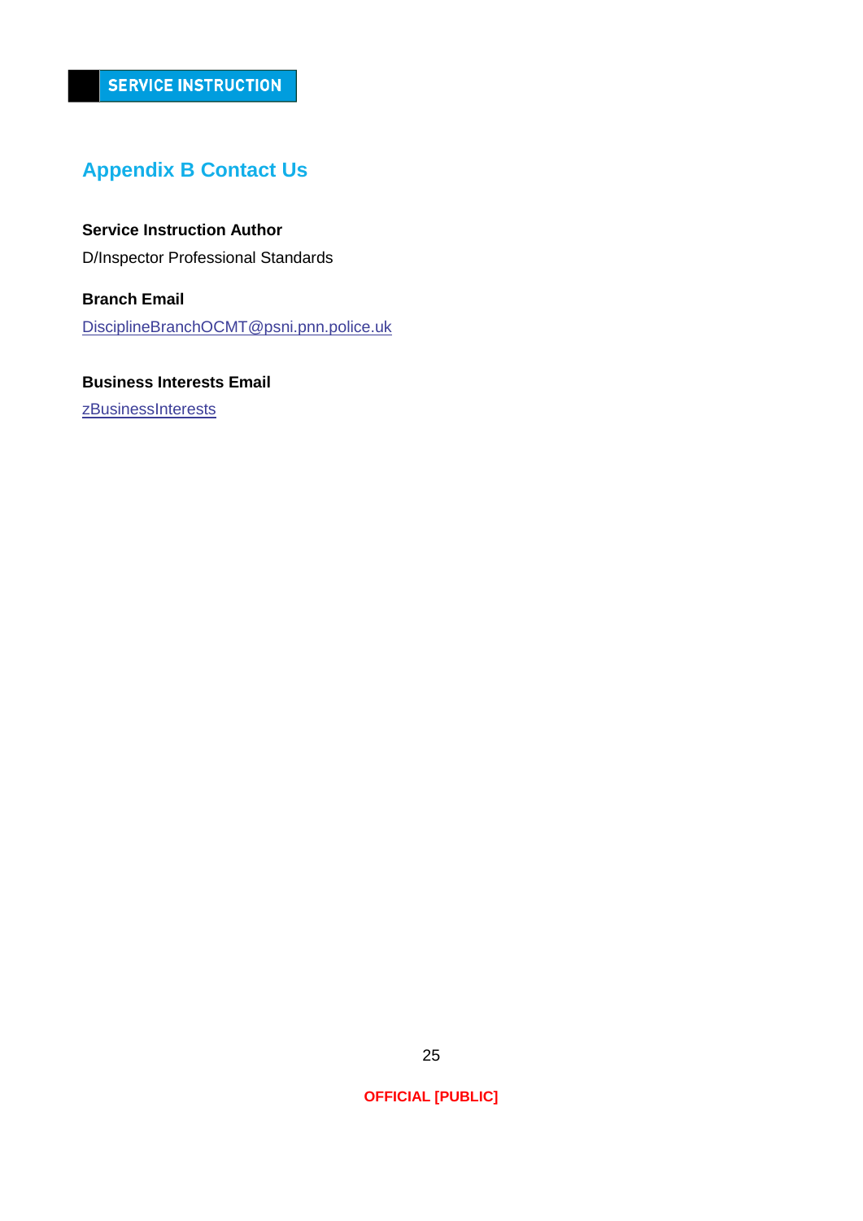# Appendix B Contact Us

**Service Instruction Author**

D/Inspector Professional Standards

**Branch Email**

DisciplineBranchOCMT@psni.pnn.police.uk

**Business Interests Email**

zBusinessInterests